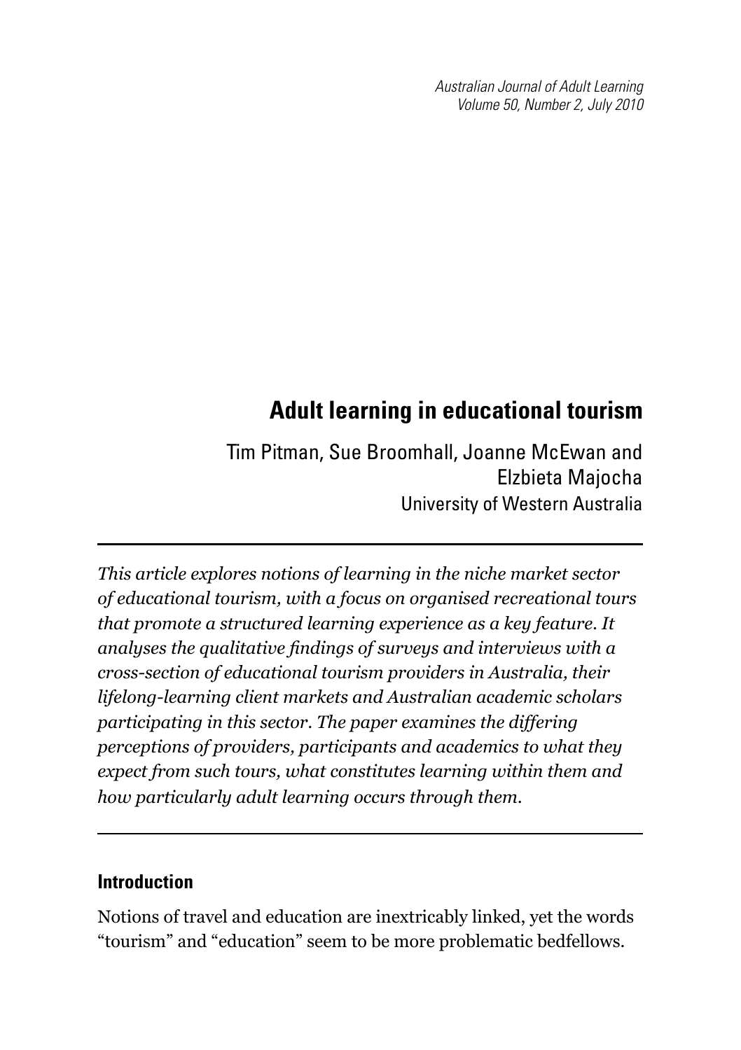# Adult learning in educational tourism

Tim Pitman, Sue Broomhall, Joanne McEwan and Elzbieta Majocha
University of Western Australia

*This article explores notions of learning in the niche market sector of educational tourism, with a focus on organised recreational tours that promote a structured learning experience as a key feature. It analyses the qualitative findings of surveys and interviews with a cross-section of educational tourism providers in Australia, their lifelong-learning client markets and Australian academic scholars participating in this sector. The paper examines the differing perceptions of providers, participants and academics to what they expect from such tours, what constitutes learning within them and how particularly adult learning occurs through them.*

## Introduction

Notions of travel and education are inextricably linked, yet the words "tourism" and "education" seem to be more problematic bedfellows.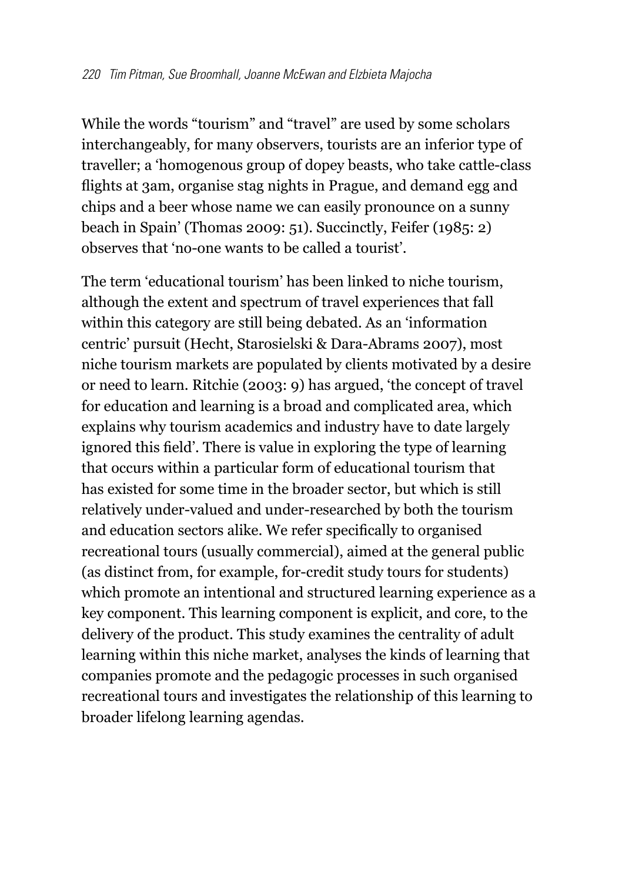While the words "tourism" and "travel" are used by some scholars interchangeably, for many observers, tourists are an inferior type of traveller; a 'homogenous group of dopey beasts, who take cattle-class flights at 3am, organise stag nights in Prague, and demand egg and chips and a beer whose name we can easily pronounce on a sunny beach in Spain' (Thomas 2009: 51). Succinctly, Feifer (1985: 2) observes that 'no-one wants to be called a tourist'.

The term 'educational tourism' has been linked to niche tourism, although the extent and spectrum of travel experiences that fall within this category are still being debated. As an 'information centric' pursuit (Hecht, Starosielski & Dara-Abrams 2007), most niche tourism markets are populated by clients motivated by a desire or need to learn. Ritchie (2003: 9) has argued, 'the concept of travel for education and learning is a broad and complicated area, which explains why tourism academics and industry have to date largely ignored this field'. There is value in exploring the type of learning that occurs within a particular form of educational tourism that has existed for some time in the broader sector, but which is still relatively under-valued and under-researched by both the tourism and education sectors alike. We refer specifically to organised recreational tours (usually commercial), aimed at the general public (as distinct from, for example, for-credit study tours for students) which promote an intentional and structured learning experience as a key component. This learning component is explicit, and core, to the delivery of the product. This study examines the centrality of adult learning within this niche market, analyses the kinds of learning that companies promote and the pedagogic processes in such organised recreational tours and investigates the relationship of this learning to broader lifelong learning agendas.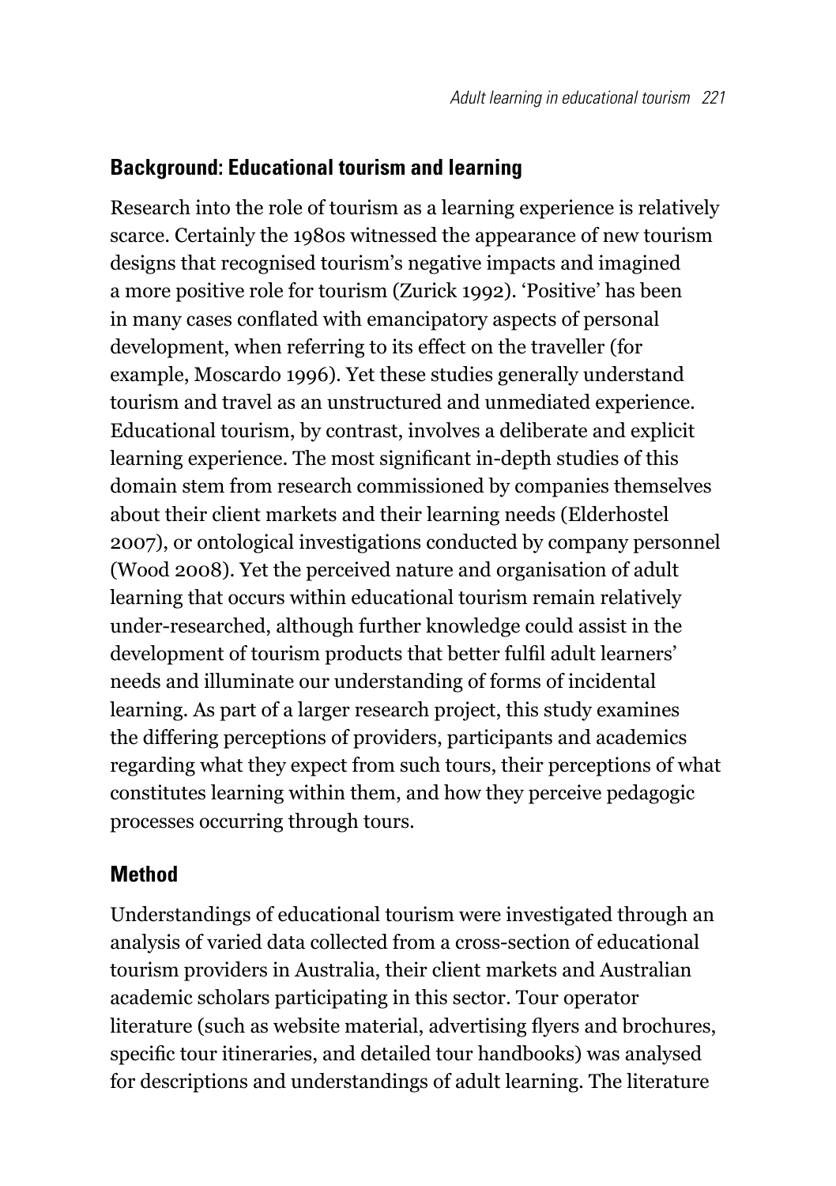## Background: Educational tourism and learning

Research into the role of tourism as a learning experience is relatively scarce. Certainly the 1980s witnessed the appearance of new tourism designs that recognised tourism's negative impacts and imagined a more positive role for tourism (Zurick 1992). 'Positive' has been in many cases conflated with emancipatory aspects of personal development, when referring to its effect on the traveller (for example, Moscardo 1996). Yet these studies generally understand tourism and travel as an unstructured and unmediated experience. Educational tourism, by contrast, involves a deliberate and explicit learning experience. The most significant in-depth studies of this domain stem from research commissioned by companies themselves about their client markets and their learning needs (Elderhostel 2007), or ontological investigations conducted by company personnel (Wood 2008). Yet the perceived nature and organisation of adult learning that occurs within educational tourism remain relatively under-researched, although further knowledge could assist in the development of tourism products that better fulfil adult learners' needs and illuminate our understanding of forms of incidental learning. As part of a larger research project, this study examines the differing perceptions of providers, participants and academics regarding what they expect from such tours, their perceptions of what constitutes learning within them, and how they perceive pedagogic processes occurring through tours.

## Method

Understandings of educational tourism were investigated through an analysis of varied data collected from a cross-section of educational tourism providers in Australia, their client markets and Australian academic scholars participating in this sector. Tour operator literature (such as website material, advertising flyers and brochures, specific tour itineraries, and detailed tour handbooks) was analysed for descriptions and understandings of adult learning. The literature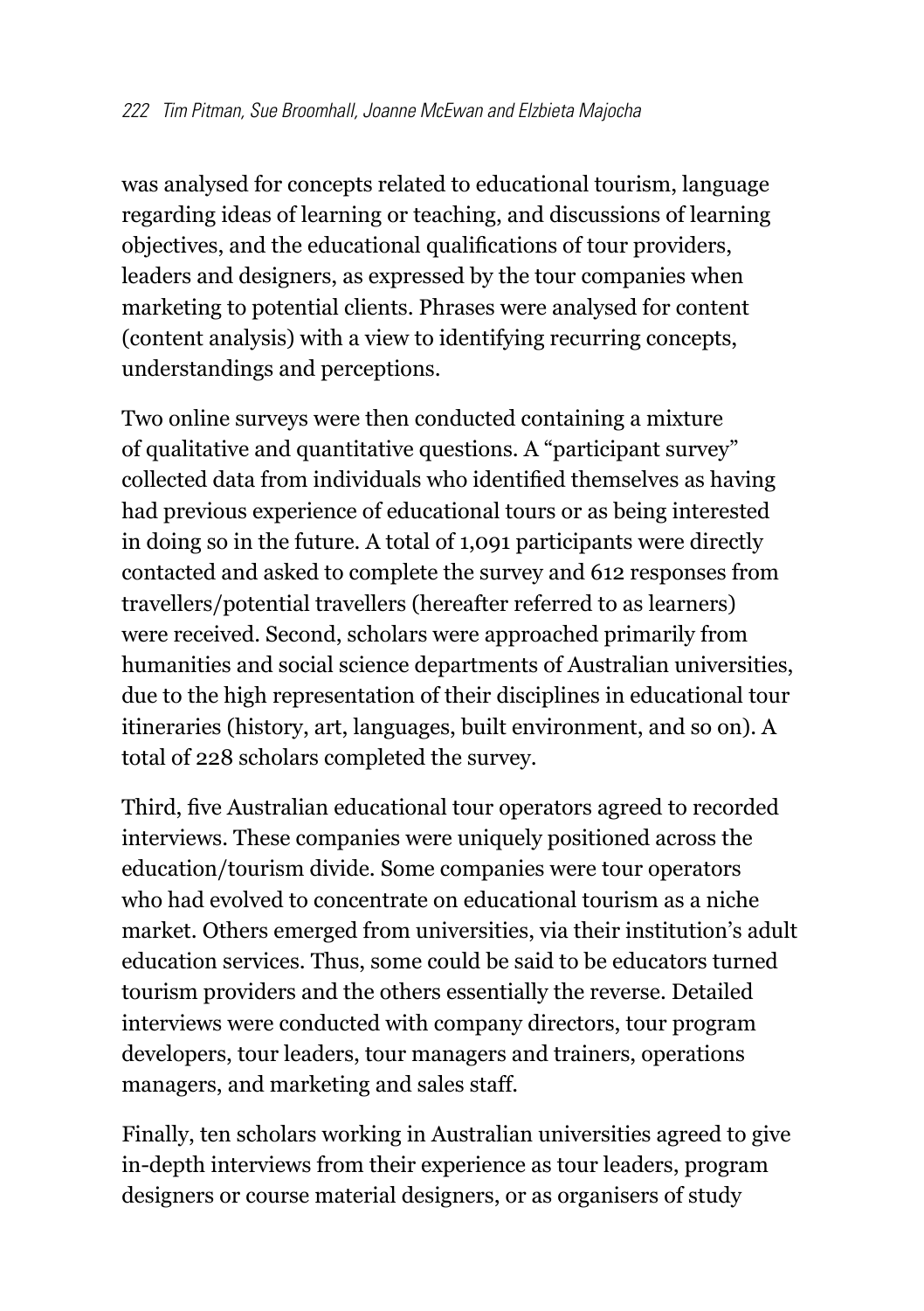was analysed for concepts related to educational tourism, language regarding ideas of learning or teaching, and discussions of learning objectives, and the educational qualifications of tour providers, leaders and designers, as expressed by the tour companies when marketing to potential clients. Phrases were analysed for content (content analysis) with a view to identifying recurring concepts, understandings and perceptions.

Two online surveys were then conducted containing a mixture of qualitative and quantitative questions. A "participant survey" collected data from individuals who identified themselves as having had previous experience of educational tours or as being interested in doing so in the future. A total of 1,091 participants were directly contacted and asked to complete the survey and 612 responses from travellers/potential travellers (hereafter referred to as learners) were received. Second, scholars were approached primarily from humanities and social science departments of Australian universities, due to the high representation of their disciplines in educational tour itineraries (history, art, languages, built environment, and so on). A total of 228 scholars completed the survey.

Third, five Australian educational tour operators agreed to recorded interviews. These companies were uniquely positioned across the education/tourism divide. Some companies were tour operators who had evolved to concentrate on educational tourism as a niche market. Others emerged from universities, via their institution's adult education services. Thus, some could be said to be educators turned tourism providers and the others essentially the reverse. Detailed interviews were conducted with company directors, tour program developers, tour leaders, tour managers and trainers, operations managers, and marketing and sales staff.

Finally, ten scholars working in Australian universities agreed to give in-depth interviews from their experience as tour leaders, program designers or course material designers, or as organisers of study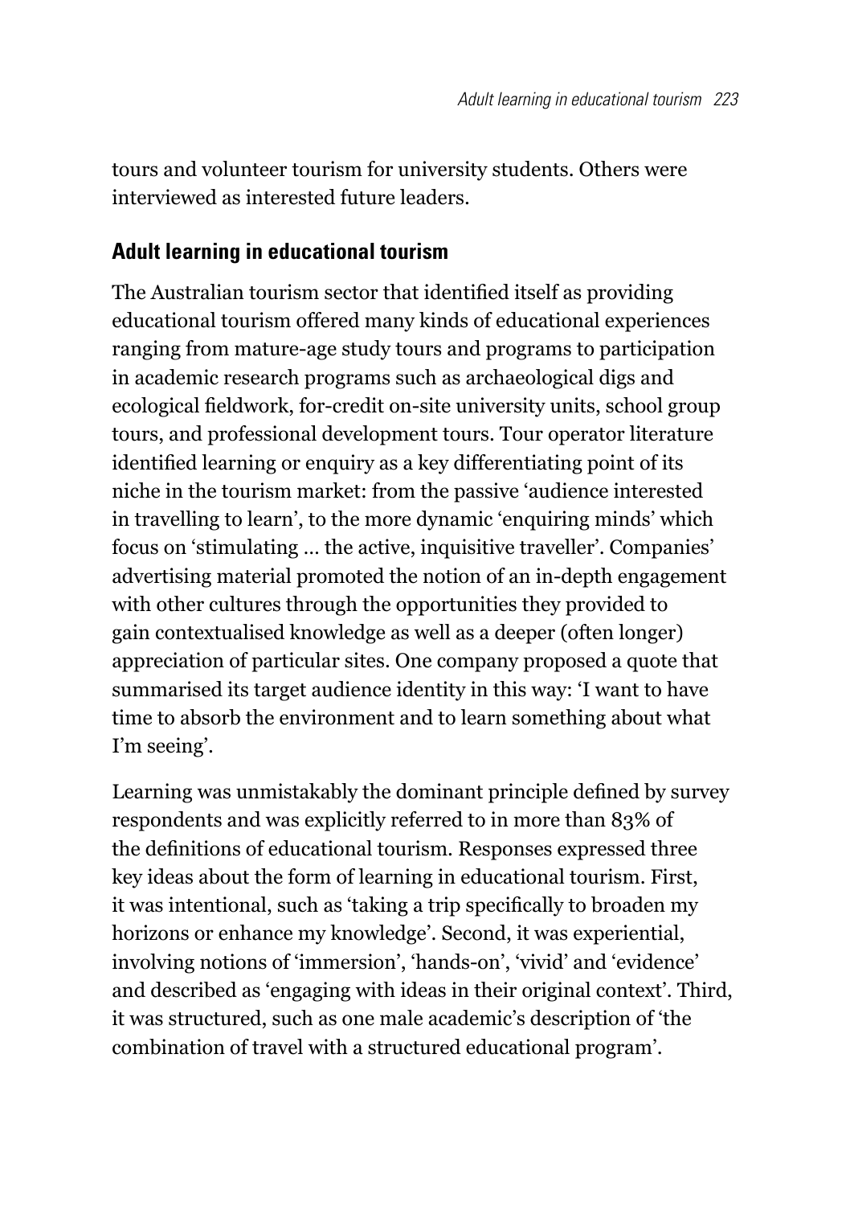tours and volunteer tourism for university students. Others were interviewed as interested future leaders.

## Adult learning in educational tourism

The Australian tourism sector that identified itself as providing educational tourism offered many kinds of educational experiences ranging from mature-age study tours and programs to participation in academic research programs such as archaeological digs and ecological fieldwork, for-credit on-site university units, school group tours, and professional development tours. Tour operator literature identified learning or enquiry as a key differentiating point of its niche in the tourism market: from the passive 'audience interested in travelling to learn', to the more dynamic 'enquiring minds' which focus on 'stimulating … the active, inquisitive traveller'. Companies' advertising material promoted the notion of an in-depth engagement with other cultures through the opportunities they provided to gain contextualised knowledge as well as a deeper (often longer) appreciation of particular sites. One company proposed a quote that summarised its target audience identity in this way: 'I want to have time to absorb the environment and to learn something about what I'm seeing'.

Learning was unmistakably the dominant principle defined by survey respondents and was explicitly referred to in more than 83% of the definitions of educational tourism. Responses expressed three key ideas about the form of learning in educational tourism. First, it was intentional, such as 'taking a trip specifically to broaden my horizons or enhance my knowledge'. Second, it was experiential, involving notions of 'immersion', 'hands-on', 'vivid' and 'evidence' and described as 'engaging with ideas in their original context'. Third, it was structured, such as one male academic's description of 'the combination of travel with a structured educational program'.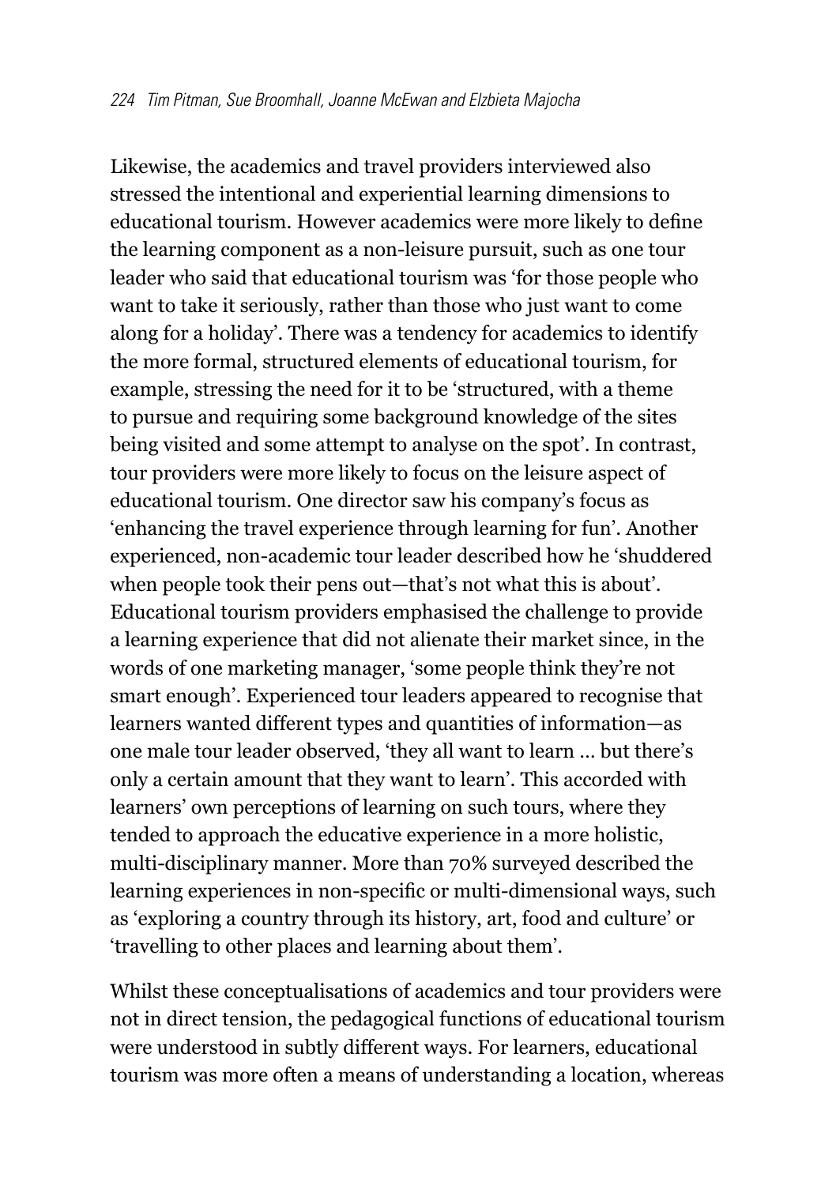Likewise, the academics and travel providers interviewed also stressed the intentional and experiential learning dimensions to educational tourism. However academics were more likely to define the learning component as a non-leisure pursuit, such as one tour leader who said that educational tourism was 'for those people who want to take it seriously, rather than those who just want to come along for a holiday'. There was a tendency for academics to identify the more formal, structured elements of educational tourism, for example, stressing the need for it to be 'structured, with a theme to pursue and requiring some background knowledge of the sites being visited and some attempt to analyse on the spot'. In contrast, tour providers were more likely to focus on the leisure aspect of educational tourism. One director saw his company's focus as 'enhancing the travel experience through learning for fun'. Another experienced, non-academic tour leader described how he 'shuddered when people took their pens out—that's not what this is about'. Educational tourism providers emphasised the challenge to provide a learning experience that did not alienate their market since, in the words of one marketing manager, 'some people think they're not smart enough'. Experienced tour leaders appeared to recognise that learners wanted different types and quantities of information—as one male tour leader observed, 'they all want to learn … but there's only a certain amount that they want to learn'. This accorded with learners' own perceptions of learning on such tours, where they tended to approach the educative experience in a more holistic, multi-disciplinary manner. More than 70% surveyed described the learning experiences in non-specific or multi-dimensional ways, such as 'exploring a country through its history, art, food and culture' or 'travelling to other places and learning about them'.

Whilst these conceptualisations of academics and tour providers were not in direct tension, the pedagogical functions of educational tourism were understood in subtly different ways. For learners, educational tourism was more often a means of understanding a location, whereas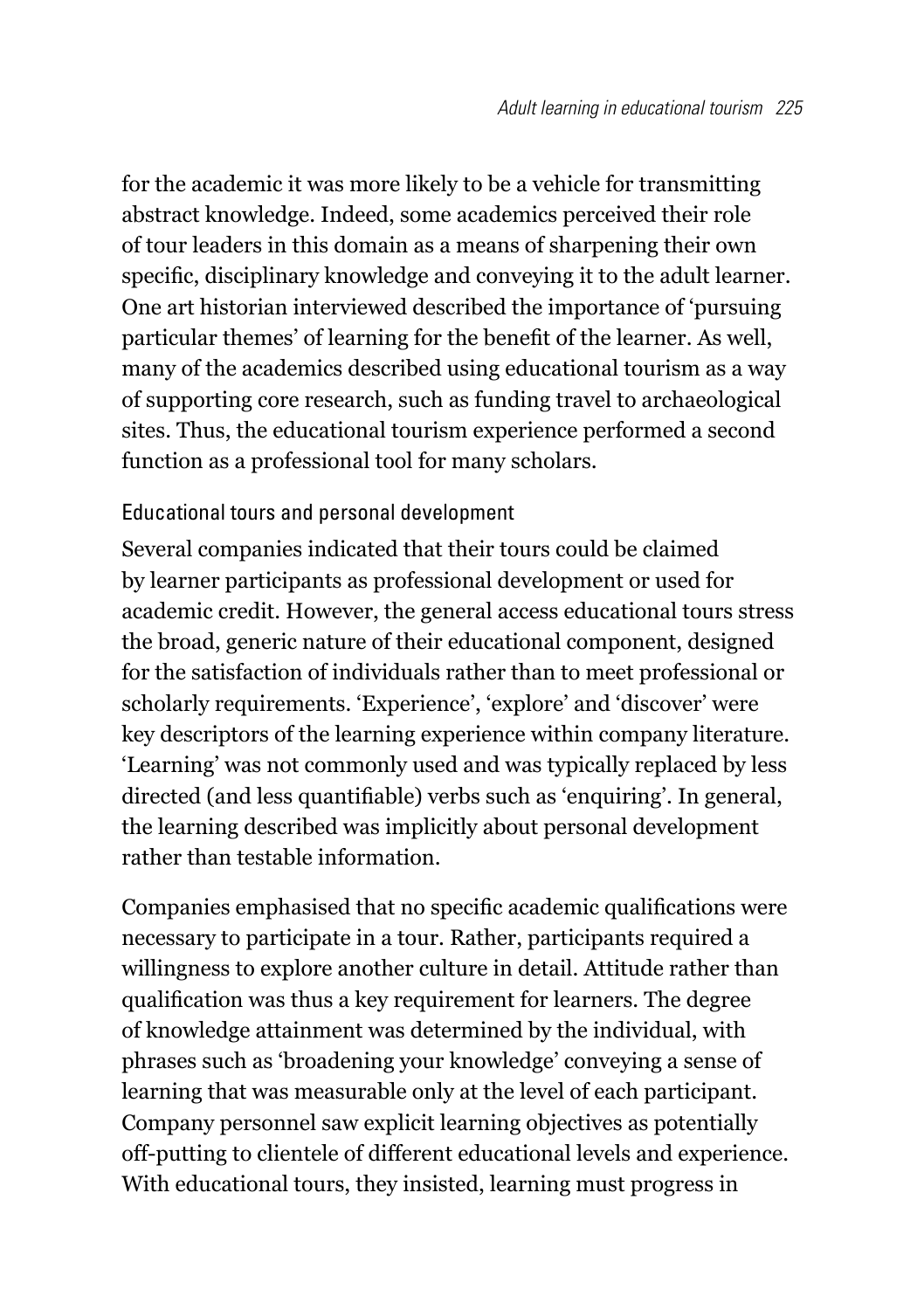for the academic it was more likely to be a vehicle for transmitting abstract knowledge. Indeed, some academics perceived their role of tour leaders in this domain as a means of sharpening their own specific, disciplinary knowledge and conveying it to the adult learner. One art historian interviewed described the importance of 'pursuing particular themes' of learning for the benefit of the learner. As well, many of the academics described using educational tourism as a way of supporting core research, such as funding travel to archaeological sites. Thus, the educational tourism experience performed a second function as a professional tool for many scholars.

### Educational tours and personal development

Several companies indicated that their tours could be claimed by learner participants as professional development or used for academic credit. However, the general access educational tours stress the broad, generic nature of their educational component, designed for the satisfaction of individuals rather than to meet professional or scholarly requirements. 'Experience', 'explore' and 'discover' were key descriptors of the learning experience within company literature. 'Learning' was not commonly used and was typically replaced by less directed (and less quantifiable) verbs such as 'enquiring'. In general, the learning described was implicitly about personal development rather than testable information.

Companies emphasised that no specific academic qualifications were necessary to participate in a tour. Rather, participants required a willingness to explore another culture in detail. Attitude rather than qualification was thus a key requirement for learners. The degree of knowledge attainment was determined by the individual, with phrases such as 'broadening your knowledge' conveying a sense of learning that was measurable only at the level of each participant. Company personnel saw explicit learning objectives as potentially off-putting to clientele of different educational levels and experience. With educational tours, they insisted, learning must progress in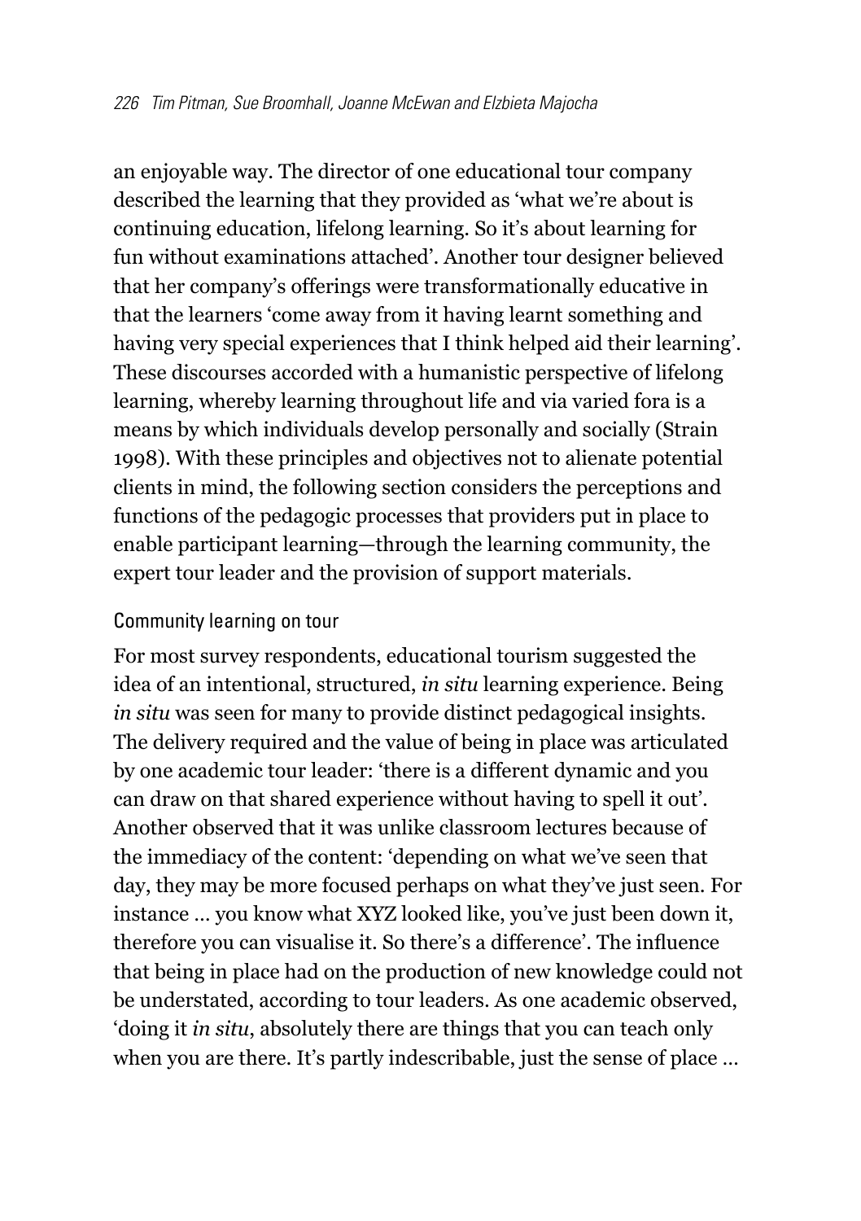an enjoyable way. The director of one educational tour company described the learning that they provided as 'what we're about is continuing education, lifelong learning. So it's about learning for fun without examinations attached'. Another tour designer believed that her company's offerings were transformationally educative in that the learners 'come away from it having learnt something and having very special experiences that I think helped aid their learning'. These discourses accorded with a humanistic perspective of lifelong learning, whereby learning throughout life and via varied fora is a means by which individuals develop personally and socially (Strain 1998). With these principles and objectives not to alienate potential clients in mind, the following section considers the perceptions and functions of the pedagogic processes that providers put in place to enable participant learning—through the learning community, the expert tour leader and the provision of support materials.

### Community learning on tour

For most survey respondents, educational tourism suggested the idea of an intentional, structured, *in situ* learning experience. Being *in situ* was seen for many to provide distinct pedagogical insights. The delivery required and the value of being in place was articulated by one academic tour leader: 'there is a different dynamic and you can draw on that shared experience without having to spell it out'. Another observed that it was unlike classroom lectures because of the immediacy of the content: 'depending on what we've seen that day, they may be more focused perhaps on what they've just seen. For instance … you know what XYZ looked like, you've just been down it, therefore you can visualise it. So there's a difference'. The influence that being in place had on the production of new knowledge could not be understated, according to tour leaders. As one academic observed, 'doing it *in situ*, absolutely there are things that you can teach only when you are there. It's partly indescribable, just the sense of place …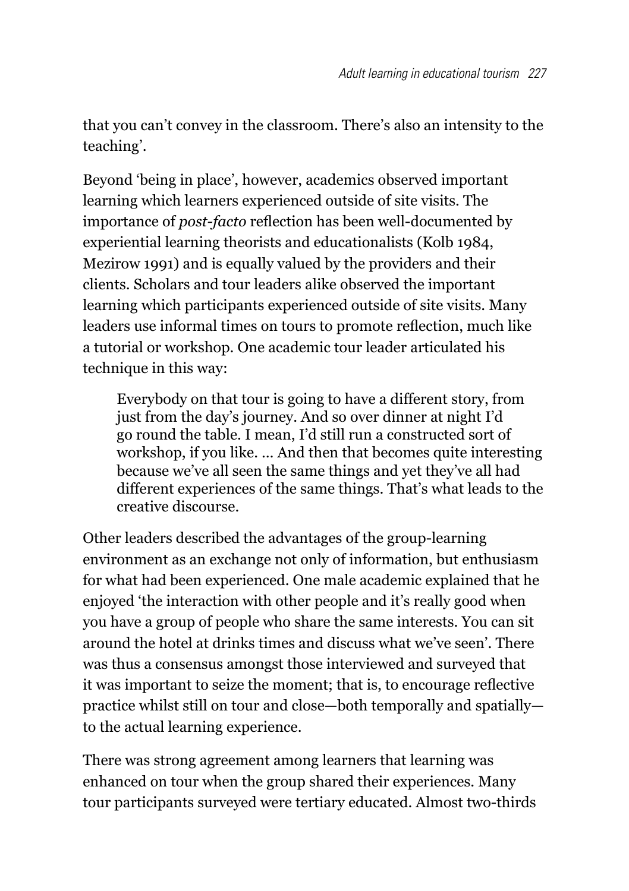that you can't convey in the classroom. There's also an intensity to the teaching'.

Beyond 'being in place', however, academics observed important learning which learners experienced outside of site visits. The importance of *post-facto* reflection has been well-documented by experiential learning theorists and educationalists (Kolb 1984, Mezirow 1991) and is equally valued by the providers and their clients. Scholars and tour leaders alike observed the important learning which participants experienced outside of site visits. Many leaders use informal times on tours to promote reflection, much like a tutorial or workshop. One academic tour leader articulated his technique in this way:

> Everybody on that tour is going to have a different story, from just from the day's journey. And so over dinner at night I'd go round the table. I mean, I'd still run a constructed sort of workshop, if you like. … And then that becomes quite interesting because we've all seen the same things and yet they've all had different experiences of the same things. That's what leads to the creative discourse.

Other leaders described the advantages of the group-learning environment as an exchange not only of information, but enthusiasm for what had been experienced. One male academic explained that he enjoyed 'the interaction with other people and it's really good when you have a group of people who share the same interests. You can sit around the hotel at drinks times and discuss what we've seen'. There was thus a consensus amongst those interviewed and surveyed that it was important to seize the moment; that is, to encourage reflective practice whilst still on tour and close—both temporally and spatially—to the actual learning experience.

There was strong agreement among learners that learning was enhanced on tour when the group shared their experiences. Many tour participants surveyed were tertiary educated. Almost two-thirds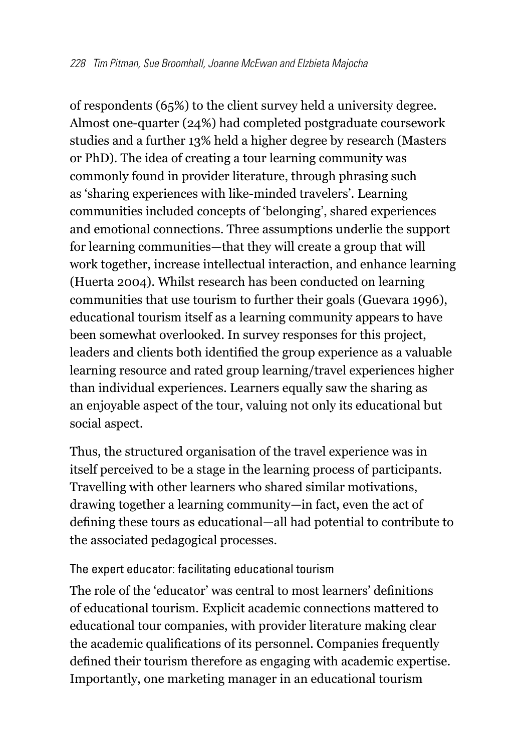of respondents (65%) to the client survey held a university degree. Almost one-quarter (24%) had completed postgraduate coursework studies and a further 13% held a higher degree by research (Masters or PhD). The idea of creating a tour learning community was commonly found in provider literature, through phrasing such as 'sharing experiences with like-minded travelers'. Learning communities included concepts of 'belonging', shared experiences and emotional connections. Three assumptions underlie the support for learning communities—that they will create a group that will work together, increase intellectual interaction, and enhance learning (Huerta 2004). Whilst research has been conducted on learning communities that use tourism to further their goals (Guevara 1996), educational tourism itself as a learning community appears to have been somewhat overlooked. In survey responses for this project, leaders and clients both identified the group experience as a valuable learning resource and rated group learning/travel experiences higher than individual experiences. Learners equally saw the sharing as an enjoyable aspect of the tour, valuing not only its educational but social aspect.

Thus, the structured organisation of the travel experience was in itself perceived to be a stage in the learning process of participants. Travelling with other learners who shared similar motivations, drawing together a learning community—in fact, even the act of defining these tours as educational—all had potential to contribute to the associated pedagogical processes.

### The expert educator: facilitating educational tourism

The role of the 'educator' was central to most learners' definitions of educational tourism. Explicit academic connections mattered to educational tour companies, with provider literature making clear the academic qualifications of its personnel. Companies frequently defined their tourism therefore as engaging with academic expertise. Importantly, one marketing manager in an educational tourism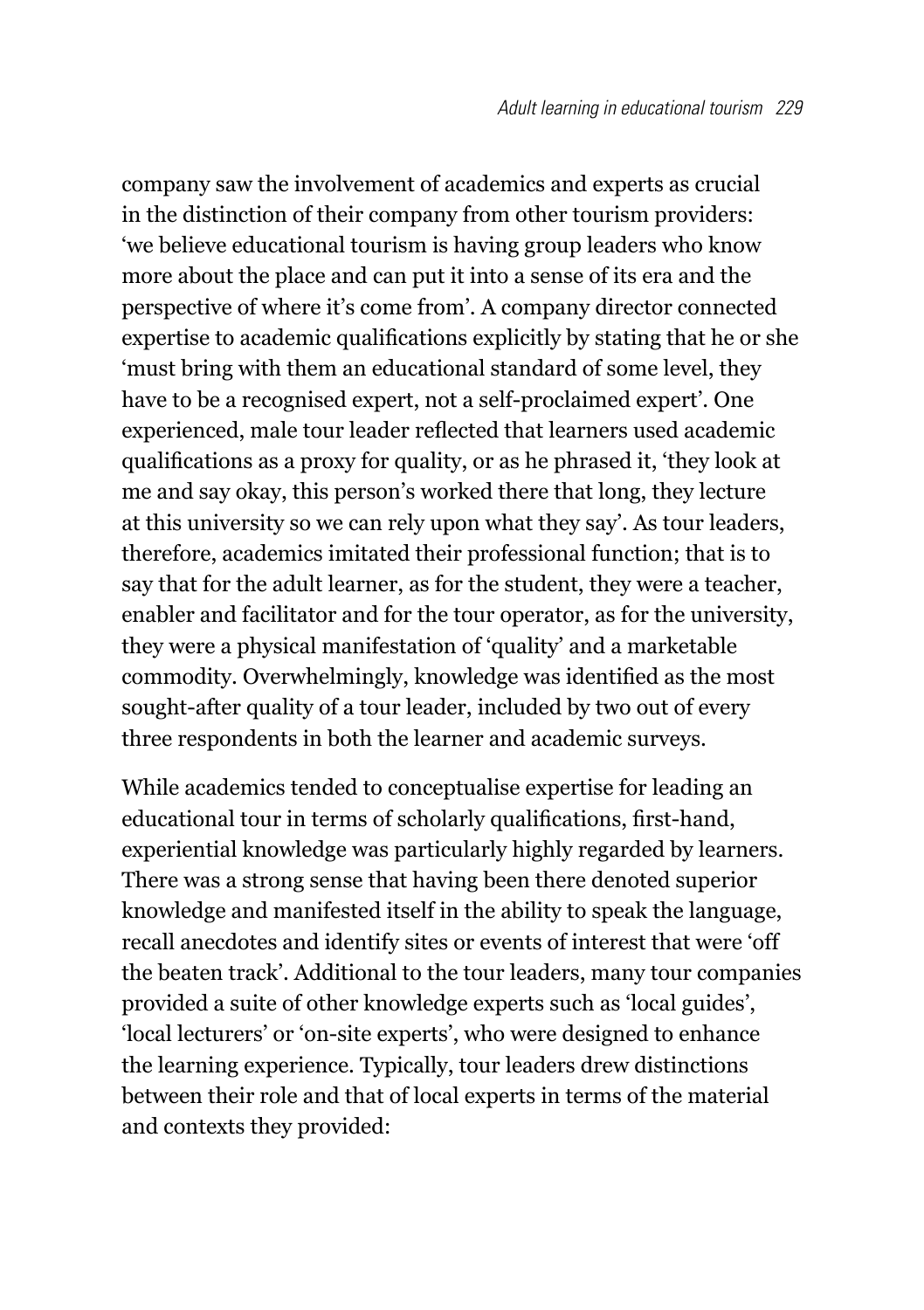company saw the involvement of academics and experts as crucial in the distinction of their company from other tourism providers: 'we believe educational tourism is having group leaders who know more about the place and can put it into a sense of its era and the perspective of where it's come from'. A company director connected expertise to academic qualifications explicitly by stating that he or she 'must bring with them an educational standard of some level, they have to be a recognised expert, not a self-proclaimed expert'. One experienced, male tour leader reflected that learners used academic qualifications as a proxy for quality, or as he phrased it, 'they look at me and say okay, this person's worked there that long, they lecture at this university so we can rely upon what they say'. As tour leaders, therefore, academics imitated their professional function; that is to say that for the adult learner, as for the student, they were a teacher, enabler and facilitator and for the tour operator, as for the university, they were a physical manifestation of 'quality' and a marketable commodity. Overwhelmingly, knowledge was identified as the most sought-after quality of a tour leader, included by two out of every three respondents in both the learner and academic surveys.

While academics tended to conceptualise expertise for leading an educational tour in terms of scholarly qualifications, first-hand, experiential knowledge was particularly highly regarded by learners. There was a strong sense that having been there denoted superior knowledge and manifested itself in the ability to speak the language, recall anecdotes and identify sites or events of interest that were 'off the beaten track'. Additional to the tour leaders, many tour companies provided a suite of other knowledge experts such as 'local guides', 'local lecturers' or 'on-site experts', who were designed to enhance the learning experience. Typically, tour leaders drew distinctions between their role and that of local experts in terms of the material and contexts they provided: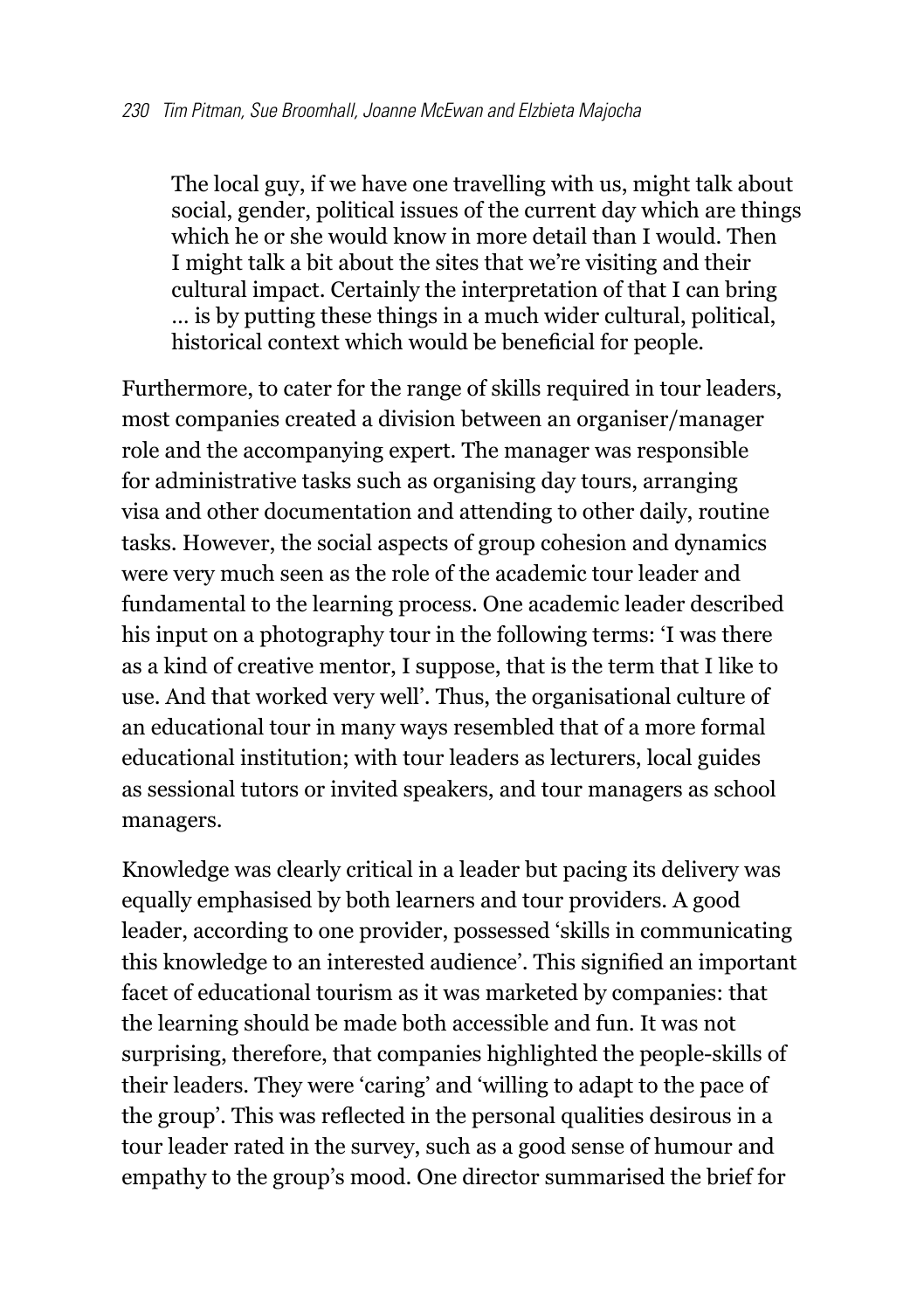> The local guy, if we have one travelling with us, might talk about social, gender, political issues of the current day which are things which he or she would know in more detail than I would. Then I might talk a bit about the sites that we're visiting and their cultural impact. Certainly the interpretation of that I can bring … is by putting these things in a much wider cultural, political, historical context which would be beneficial for people.

Furthermore, to cater for the range of skills required in tour leaders, most companies created a division between an organiser/manager role and the accompanying expert. The manager was responsible for administrative tasks such as organising day tours, arranging visa and other documentation and attending to other daily, routine tasks. However, the social aspects of group cohesion and dynamics were very much seen as the role of the academic tour leader and fundamental to the learning process. One academic leader described his input on a photography tour in the following terms: 'I was there as a kind of creative mentor, I suppose, that is the term that I like to use. And that worked very well'. Thus, the organisational culture of an educational tour in many ways resembled that of a more formal educational institution; with tour leaders as lecturers, local guides as sessional tutors or invited speakers, and tour managers as school managers.

Knowledge was clearly critical in a leader but pacing its delivery was equally emphasised by both learners and tour providers. A good leader, according to one provider, possessed 'skills in communicating this knowledge to an interested audience'. This signified an important facet of educational tourism as it was marketed by companies: that the learning should be made both accessible and fun. It was not surprising, therefore, that companies highlighted the people-skills of their leaders. They were 'caring' and 'willing to adapt to the pace of the group'. This was reflected in the personal qualities desirous in a tour leader rated in the survey, such as a good sense of humour and empathy to the group's mood. One director summarised the brief for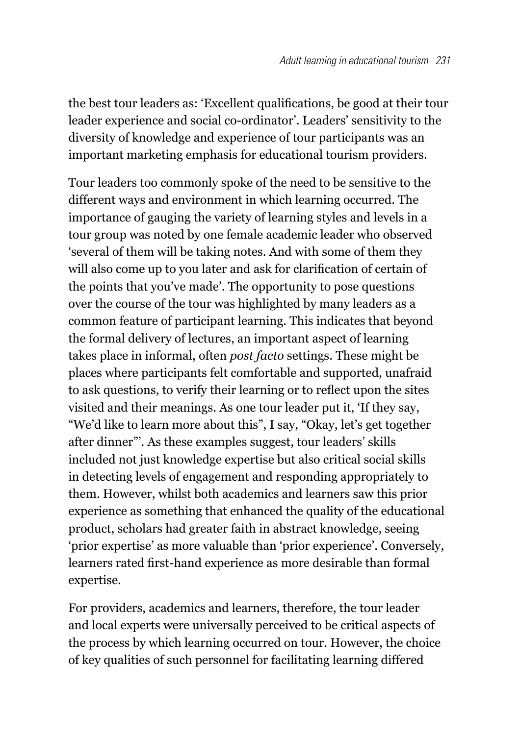the best tour leaders as: 'Excellent qualifications, be good at their tour leader experience and social co-ordinator'. Leaders' sensitivity to the diversity of knowledge and experience of tour participants was an important marketing emphasis for educational tourism providers.

Tour leaders too commonly spoke of the need to be sensitive to the different ways and environment in which learning occurred. The importance of gauging the variety of learning styles and levels in a tour group was noted by one female academic leader who observed 'several of them will be taking notes. And with some of them they will also come up to you later and ask for clarification of certain of the points that you've made'. The opportunity to pose questions over the course of the tour was highlighted by many leaders as a common feature of participant learning. This indicates that beyond the formal delivery of lectures, an important aspect of learning takes place in informal, often *post facto* settings. These might be places where participants felt comfortable and supported, unafraid to ask questions, to verify their learning or to reflect upon the sites visited and their meanings. As one tour leader put it, 'If they say, "We'd like to learn more about this", I say, "Okay, let's get together after dinner"'. As these examples suggest, tour leaders' skills included not just knowledge expertise but also critical social skills in detecting levels of engagement and responding appropriately to them. However, whilst both academics and learners saw this prior experience as something that enhanced the quality of the educational product, scholars had greater faith in abstract knowledge, seeing 'prior expertise' as more valuable than 'prior experience'. Conversely, learners rated first-hand experience as more desirable than formal expertise.

For providers, academics and learners, therefore, the tour leader and local experts were universally perceived to be critical aspects of the process by which learning occurred on tour. However, the choice of key qualities of such personnel for facilitating learning differed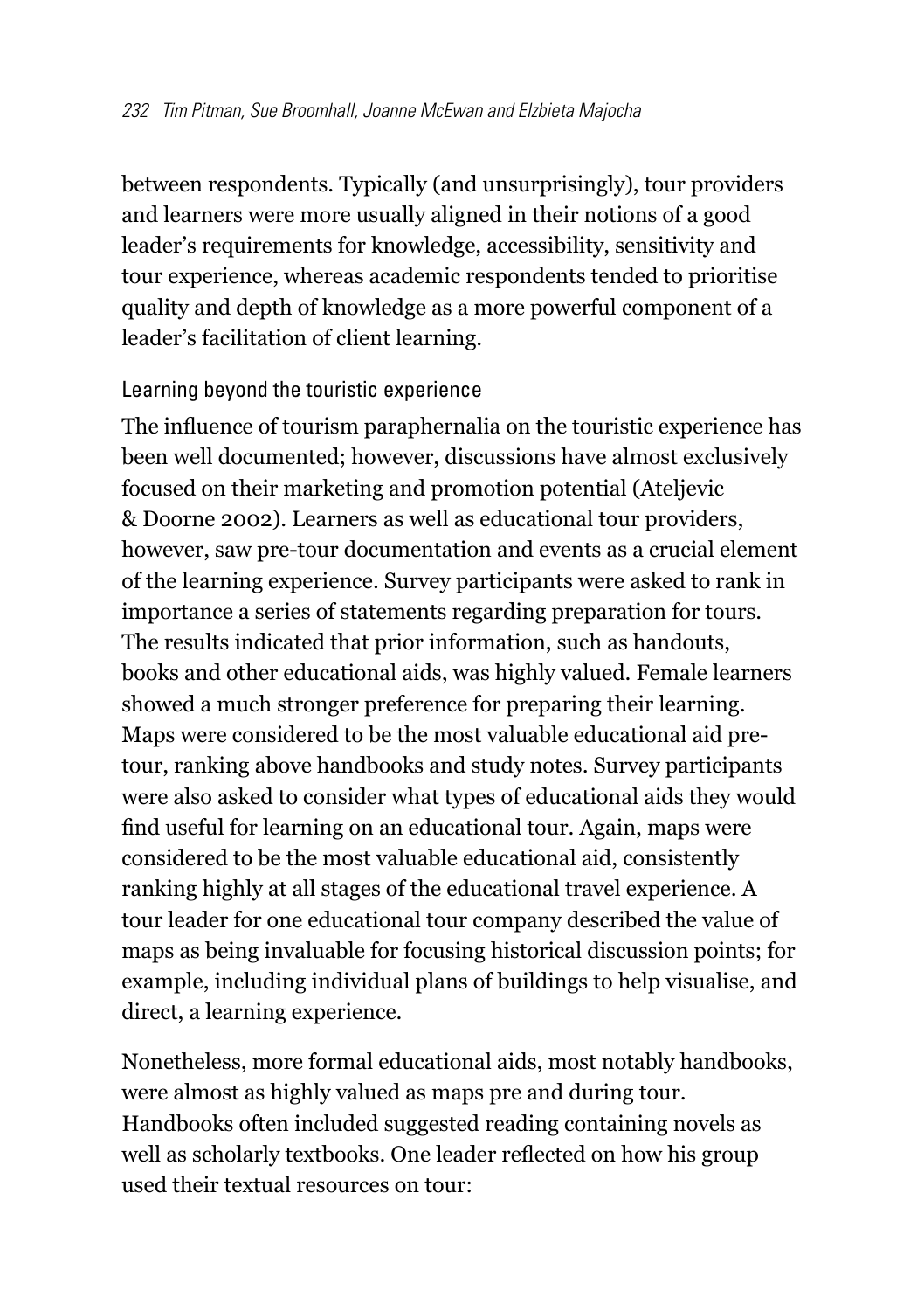between respondents. Typically (and unsurprisingly), tour providers and learners were more usually aligned in their notions of a good leader's requirements for knowledge, accessibility, sensitivity and tour experience, whereas academic respondents tended to prioritise quality and depth of knowledge as a more powerful component of a leader's facilitation of client learning.

### Learning beyond the touristic experience

The influence of tourism paraphernalia on the touristic experience has been well documented; however, discussions have almost exclusively focused on their marketing and promotion potential (Ateljevic & Doorne 2002). Learners as well as educational tour providers, however, saw pre-tour documentation and events as a crucial element of the learning experience. Survey participants were asked to rank in importance a series of statements regarding preparation for tours. The results indicated that prior information, such as handouts, books and other educational aids, was highly valued. Female learners showed a much stronger preference for preparing their learning. Maps were considered to be the most valuable educational aid pre-tour, ranking above handbooks and study notes. Survey participants were also asked to consider what types of educational aids they would find useful for learning on an educational tour. Again, maps were considered to be the most valuable educational aid, consistently ranking highly at all stages of the educational travel experience. A tour leader for one educational tour company described the value of maps as being invaluable for focusing historical discussion points; for example, including individual plans of buildings to help visualise, and direct, a learning experience.

Nonetheless, more formal educational aids, most notably handbooks, were almost as highly valued as maps pre and during tour. Handbooks often included suggested reading containing novels as well as scholarly textbooks. One leader reflected on how his group used their textual resources on tour: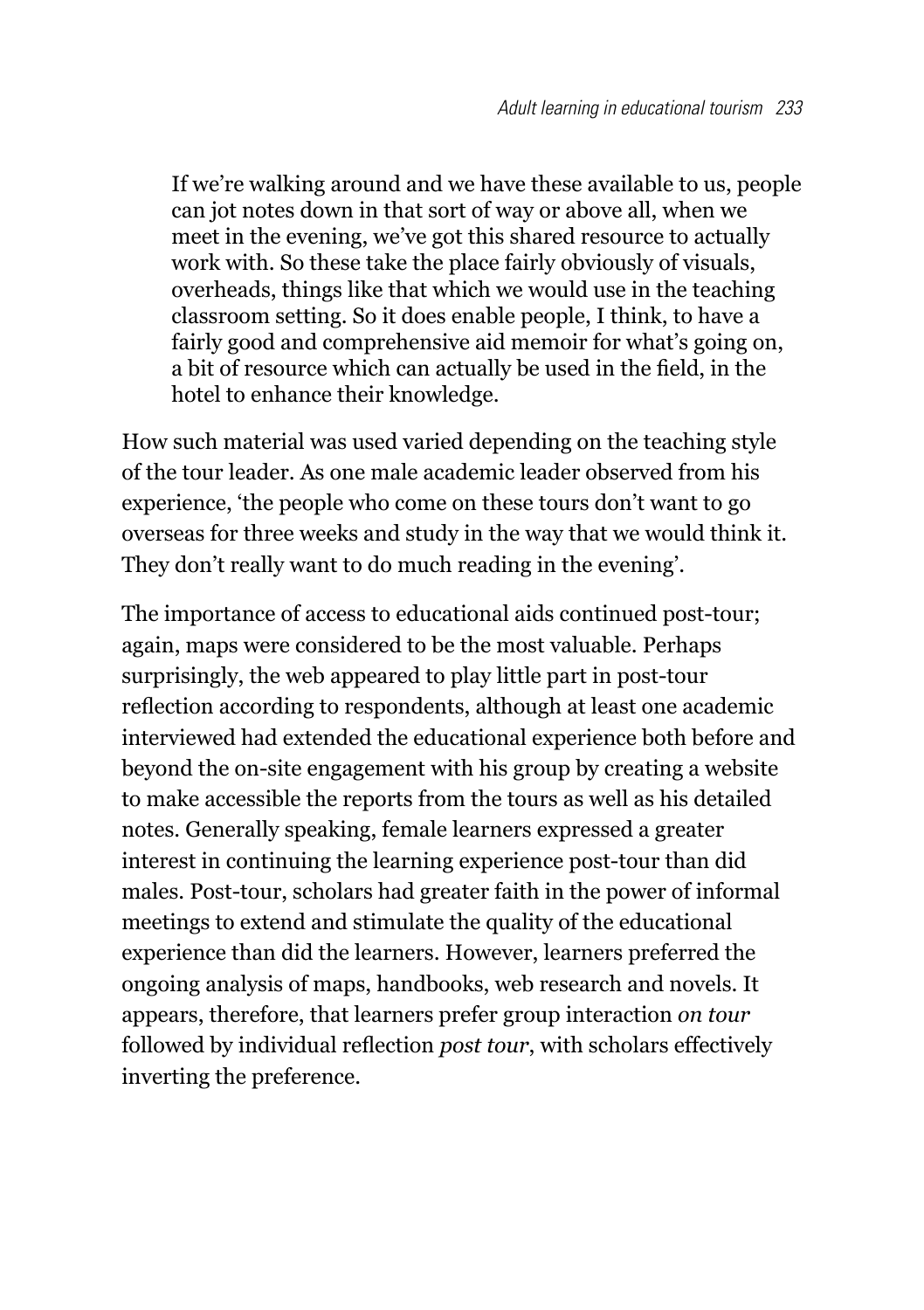> If we're walking around and we have these available to us, people can jot notes down in that sort of way or above all, when we meet in the evening, we've got this shared resource to actually work with. So these take the place fairly obviously of visuals, overheads, things like that which we would use in the teaching classroom setting. So it does enable people, I think, to have a fairly good and comprehensive aid memoir for what's going on, a bit of resource which can actually be used in the field, in the hotel to enhance their knowledge.

How such material was used varied depending on the teaching style of the tour leader. As one male academic leader observed from his experience, 'the people who come on these tours don't want to go overseas for three weeks and study in the way that we would think it. They don't really want to do much reading in the evening'.

The importance of access to educational aids continued post-tour; again, maps were considered to be the most valuable. Perhaps surprisingly, the web appeared to play little part in post-tour reflection according to respondents, although at least one academic interviewed had extended the educational experience both before and beyond the on-site engagement with his group by creating a website to make accessible the reports from the tours as well as his detailed notes. Generally speaking, female learners expressed a greater interest in continuing the learning experience post-tour than did males. Post-tour, scholars had greater faith in the power of informal meetings to extend and stimulate the quality of the educational experience than did the learners. However, learners preferred the ongoing analysis of maps, handbooks, web research and novels. It appears, therefore, that learners prefer group interaction *on tour* followed by individual reflection *post tour*, with scholars effectively inverting the preference.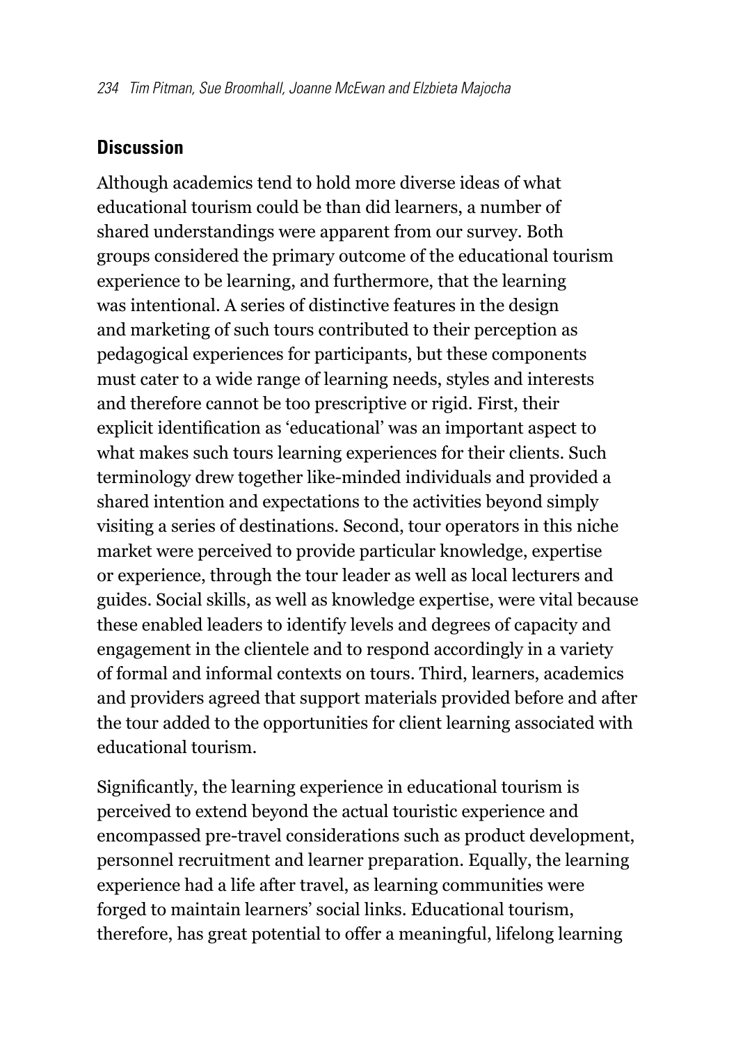## Discussion

Although academics tend to hold more diverse ideas of what educational tourism could be than did learners, a number of shared understandings were apparent from our survey. Both groups considered the primary outcome of the educational tourism experience to be learning, and furthermore, that the learning was intentional. A series of distinctive features in the design and marketing of such tours contributed to their perception as pedagogical experiences for participants, but these components must cater to a wide range of learning needs, styles and interests and therefore cannot be too prescriptive or rigid. First, their explicit identification as 'educational' was an important aspect to what makes such tours learning experiences for their clients. Such terminology drew together like-minded individuals and provided a shared intention and expectations to the activities beyond simply visiting a series of destinations. Second, tour operators in this niche market were perceived to provide particular knowledge, expertise or experience, through the tour leader as well as local lecturers and guides. Social skills, as well as knowledge expertise, were vital because these enabled leaders to identify levels and degrees of capacity and engagement in the clientele and to respond accordingly in a variety of formal and informal contexts on tours. Third, learners, academics and providers agreed that support materials provided before and after the tour added to the opportunities for client learning associated with educational tourism.

Significantly, the learning experience in educational tourism is perceived to extend beyond the actual touristic experience and encompassed pre-travel considerations such as product development, personnel recruitment and learner preparation. Equally, the learning experience had a life after travel, as learning communities were forged to maintain learners' social links. Educational tourism, therefore, has great potential to offer a meaningful, lifelong learning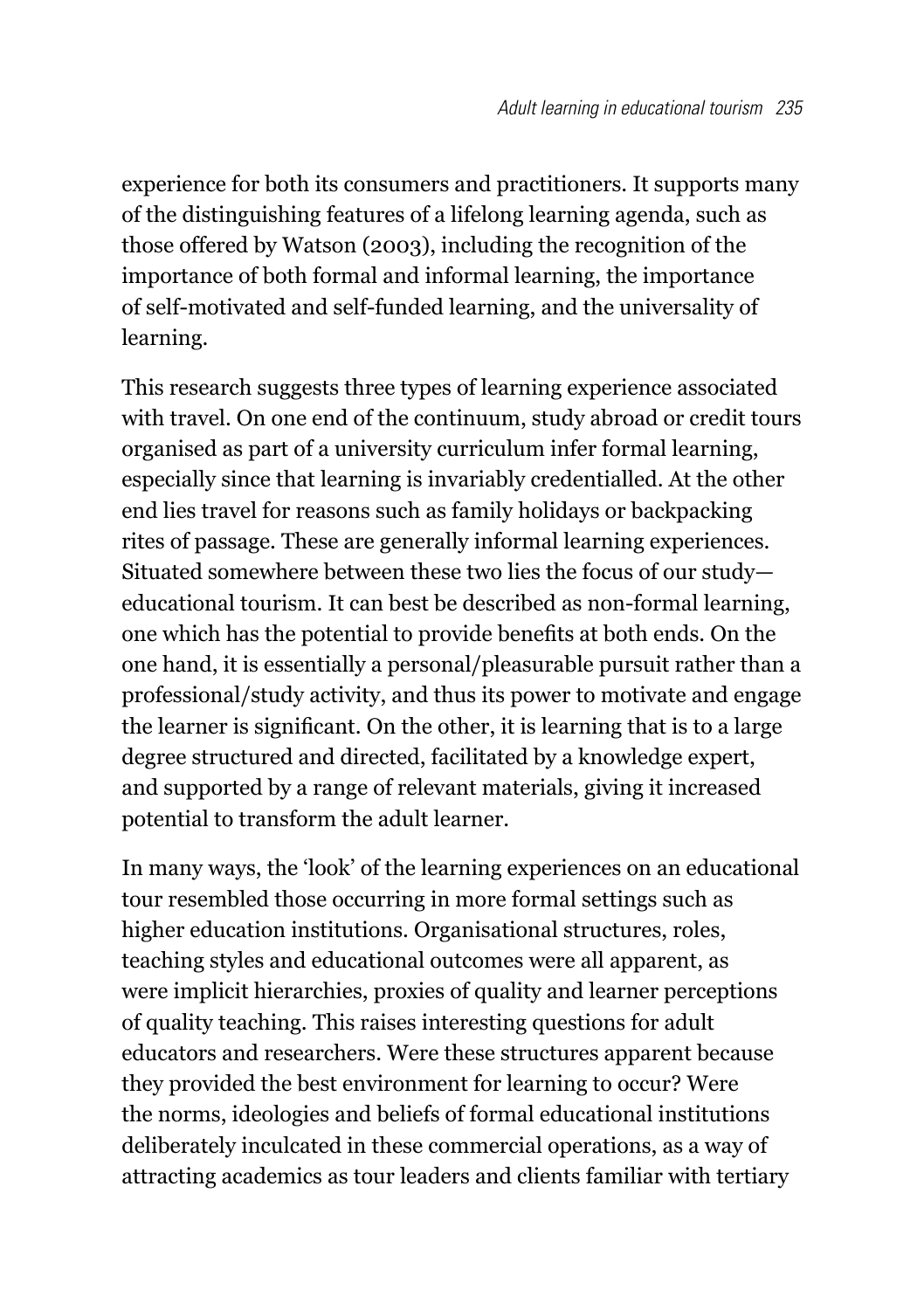experience for both its consumers and practitioners. It supports many of the distinguishing features of a lifelong learning agenda, such as those offered by Watson (2003), including the recognition of the importance of both formal and informal learning, the importance of self-motivated and self-funded learning, and the universality of learning.

This research suggests three types of learning experience associated with travel. On one end of the continuum, study abroad or credit tours organised as part of a university curriculum infer formal learning, especially since that learning is invariably credentialled. At the other end lies travel for reasons such as family holidays or backpacking rites of passage. These are generally informal learning experiences. Situated somewhere between these two lies the focus of our study—educational tourism. It can best be described as non-formal learning, one which has the potential to provide benefits at both ends. On the one hand, it is essentially a personal/pleasurable pursuit rather than a professional/study activity, and thus its power to motivate and engage the learner is significant. On the other, it is learning that is to a large degree structured and directed, facilitated by a knowledge expert, and supported by a range of relevant materials, giving it increased potential to transform the adult learner.

In many ways, the 'look' of the learning experiences on an educational tour resembled those occurring in more formal settings such as higher education institutions. Organisational structures, roles, teaching styles and educational outcomes were all apparent, as were implicit hierarchies, proxies of quality and learner perceptions of quality teaching. This raises interesting questions for adult educators and researchers. Were these structures apparent because they provided the best environment for learning to occur? Were the norms, ideologies and beliefs of formal educational institutions deliberately inculcated in these commercial operations, as a way of attracting academics as tour leaders and clients familiar with tertiary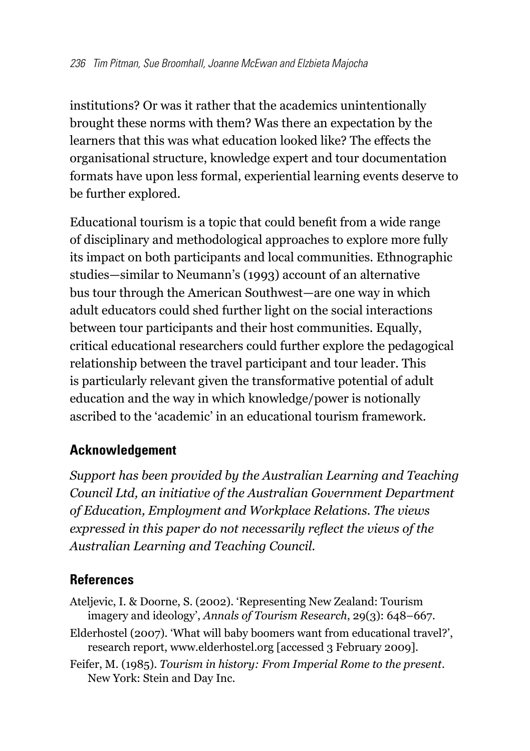institutions? Or was it rather that the academics unintentionally brought these norms with them? Was there an expectation by the learners that this was what education looked like? The effects the organisational structure, knowledge expert and tour documentation formats have upon less formal, experiential learning events deserve to be further explored.

Educational tourism is a topic that could benefit from a wide range of disciplinary and methodological approaches to explore more fully its impact on both participants and local communities. Ethnographic studies—similar to Neumann's (1993) account of an alternative bus tour through the American Southwest—are one way in which adult educators could shed further light on the social interactions between tour participants and their host communities. Equally, critical educational researchers could further explore the pedagogical relationship between the travel participant and tour leader. This is particularly relevant given the transformative potential of adult education and the way in which knowledge/power is notionally ascribed to the 'academic' in an educational tourism framework.

## Acknowledgement

*Support has been provided by the Australian Learning and Teaching Council Ltd, an initiative of the Australian Government Department of Education, Employment and Workplace Relations. The views expressed in this paper do not necessarily reflect the views of the Australian Learning and Teaching Council.*

## References

Ateljevic, I. & Doorne, S. (2002). 'Representing New Zealand: Tourism imagery and ideology', *Annals of Tourism Research*, 29(3): 648–667.

Elderhostel (2007). 'What will baby boomers want from educational travel?', research report, www.elderhostel.org [accessed 3 February 2009].

Feifer, M. (1985). *Tourism in history: From Imperial Rome to the present*. New York: Stein and Day Inc.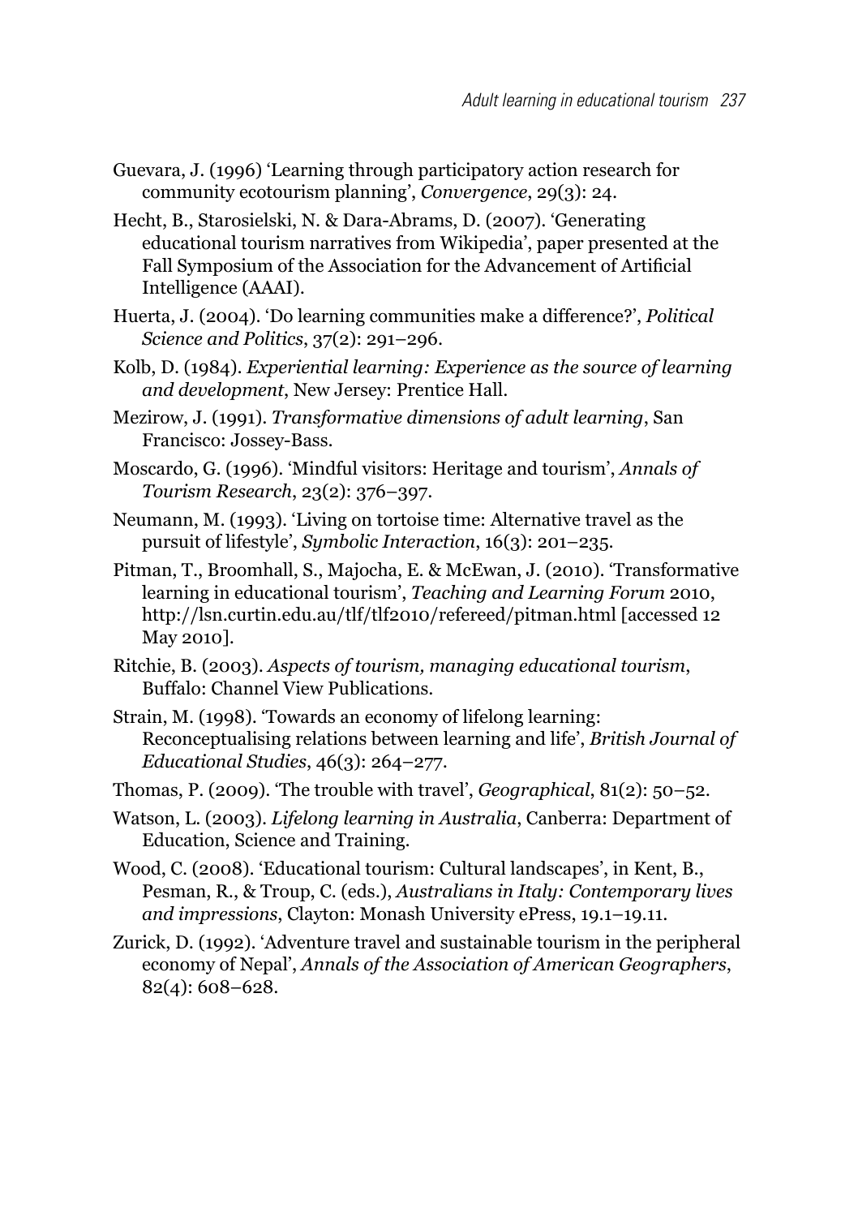Guevara, J. (1996) 'Learning through participatory action research for community ecotourism planning', *Convergence*, 29(3): 24.

Hecht, B., Starosielski, N. & Dara-Abrams, D. (2007). 'Generating educational tourism narratives from Wikipedia', paper presented at the Fall Symposium of the Association for the Advancement of Artificial Intelligence (AAAI).

Huerta, J. (2004). 'Do learning communities make a difference?', *Political Science and Politics*, 37(2): 291–296.

Kolb, D. (1984). *Experiential learning: Experience as the source of learning and development*, New Jersey: Prentice Hall.

Mezirow, J. (1991). *Transformative dimensions of adult learning*, San Francisco: Jossey-Bass.

Moscardo, G. (1996). 'Mindful visitors: Heritage and tourism', *Annals of Tourism Research*, 23(2): 376–397.

Neumann, M. (1993). 'Living on tortoise time: Alternative travel as the pursuit of lifestyle', *Symbolic Interaction*, 16(3): 201–235.

Pitman, T., Broomhall, S., Majocha, E. & McEwan, J. (2010). 'Transformative learning in educational tourism', *Teaching and Learning Forum* 2010, http://lsn.curtin.edu.au/tlf/tlf2010/refereed/pitman.html [accessed 12 May 2010].

Ritchie, B. (2003). *Aspects of tourism, managing educational tourism*, Buffalo: Channel View Publications.

Strain, M. (1998). 'Towards an economy of lifelong learning: Reconceptualising relations between learning and life', *British Journal of Educational Studies*, 46(3): 264–277.

Thomas, P. (2009). 'The trouble with travel', *Geographical*, 81(2): 50–52.

Watson, L. (2003). *Lifelong learning in Australia*, Canberra: Department of Education, Science and Training.

Wood, C. (2008). 'Educational tourism: Cultural landscapes', in Kent, B., Pesman, R., & Troup, C. (eds.), *Australians in Italy: Contemporary lives and impressions*, Clayton: Monash University ePress, 19.1–19.11.

Zurick, D. (1992). 'Adventure travel and sustainable tourism in the peripheral economy of Nepal', *Annals of the Association of American Geographers*, 82(4): 608–628.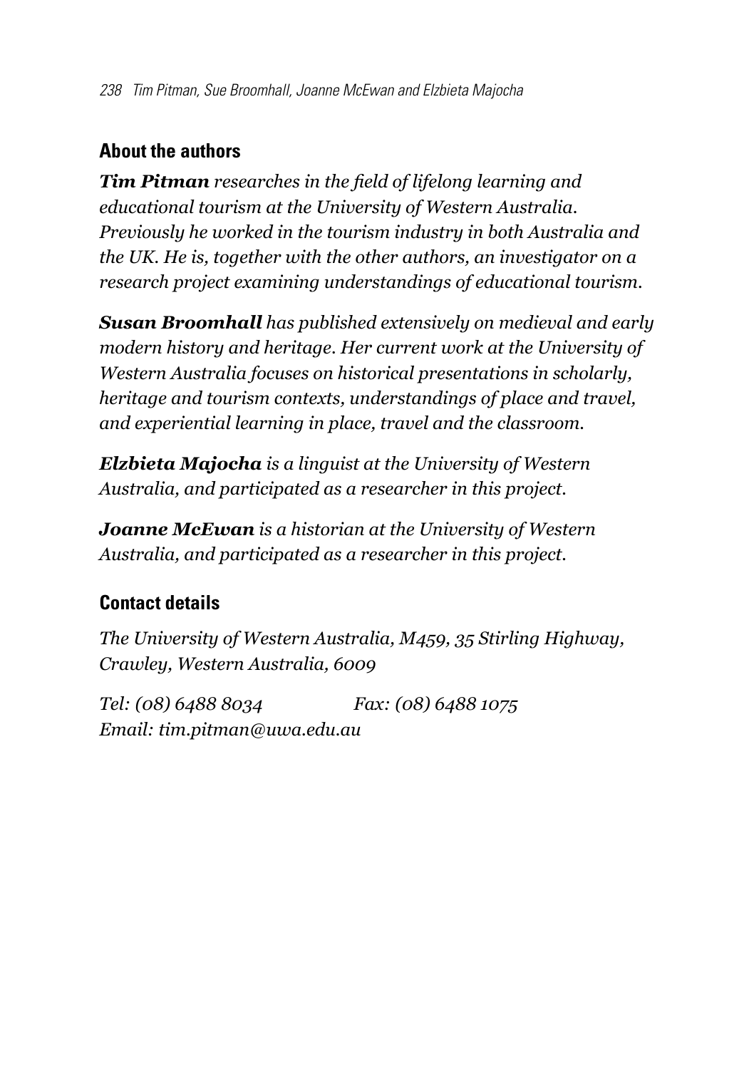## About the authors

***Tim Pitman*** *researches in the field of lifelong learning and educational tourism at the University of Western Australia. Previously he worked in the tourism industry in both Australia and the UK. He is, together with the other authors, an investigator on a research project examining understandings of educational tourism.*

***Susan Broomhall*** *has published extensively on medieval and early modern history and heritage. Her current work at the University of Western Australia focuses on historical presentations in scholarly, heritage and tourism contexts, understandings of place and travel, and experiential learning in place, travel and the classroom.*

***Elzbieta Majocha*** *is a linguist at the University of Western Australia, and participated as a researcher in this project.*

***Joanne McEwan*** *is a historian at the University of Western Australia, and participated as a researcher in this project.*

## Contact details

*The University of Western Australia, M459, 35 Stirling Highway, Crawley, Western Australia, 6009*

*Tel: (08) 6488 8034 Fax: (08) 6488 1075*
*Email: tim.pitman@uwa.edu.au*